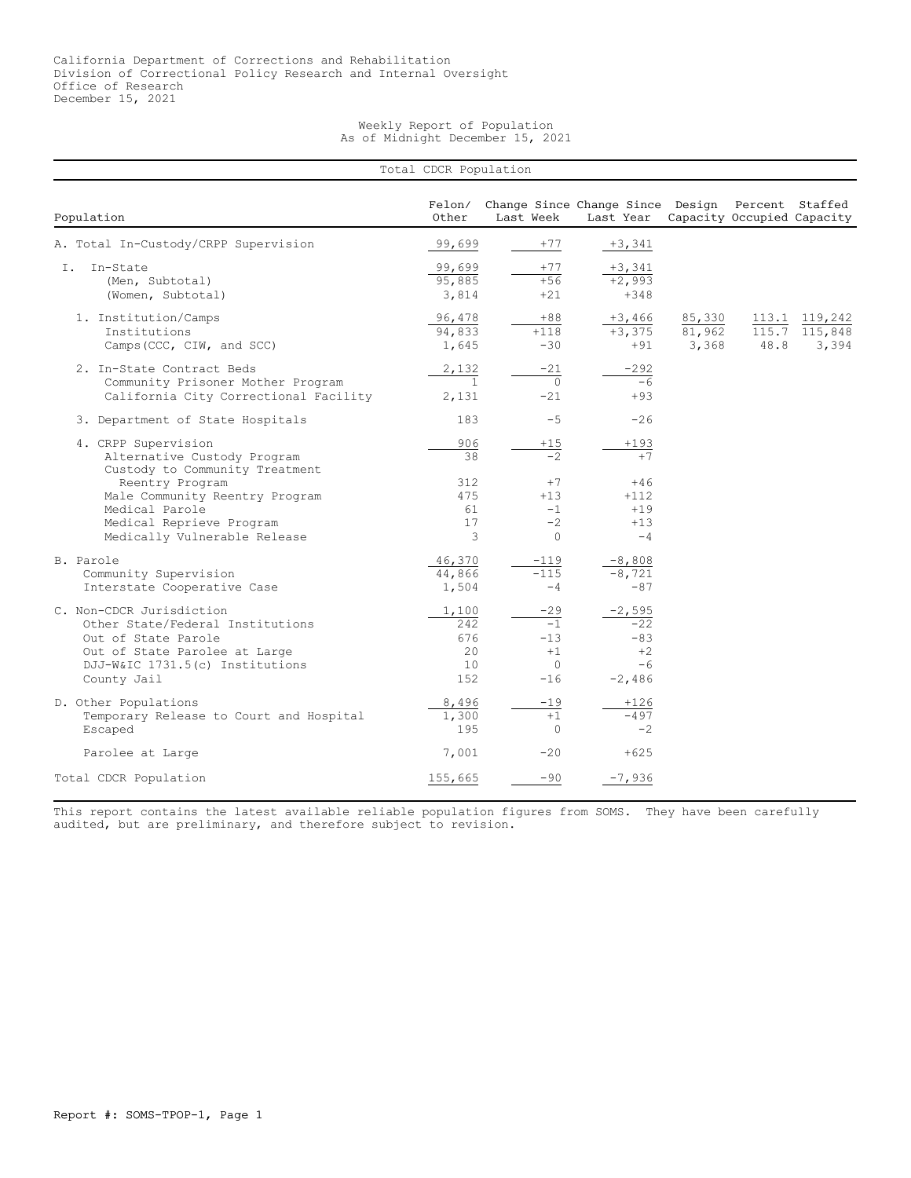California Department of Corrections and Rehabilitation
Division of Correctional Policy Research and Internal Oversight
Office of Research
December 15, 2021

# Weekly Report of Population
## As of Midnight December 15, 2021

### Total CDCR Population

| Population | Felon/ Other | Change Since Last Week | Change Since Last Year | Design Capacity | Percent Occupied | Staffed Capacity |
|---|---|---|---|---|---|---|
| A. Total In-Custody/CRPP Supervision | 99,699 | +77 | +3,341 | | | |
| I. In-State | 99,699 | +77 | +3,341 | | | |
| (Men, Subtotal) | 95,885 | +56 | +2,993 | | | |
| (Women, Subtotal) | 3,814 | +21 | +348 | | | |
| 1. Institution/Camps | 96,478 | +88 | +3,466 | 85,330 | 113.1 | 119,242 |
| Institutions | 94,833 | +118 | +3,375 | 81,962 | 115.7 | 115,848 |
| Camps(CCC, CIW, and SCC) | 1,645 | -30 | +91 | 3,368 | 48.8 | 3,394 |
| 2. In-State Contract Beds | 2,132 | -21 | -292 | | | |
| Community Prisoner Mother Program | 1 | 0 | -6 | | | |
| California City Correctional Facility | 2,131 | -21 | +93 | | | |
| 3. Department of State Hospitals | 183 | -5 | -26 | | | |
| 4. CRPP Supervision | 906 | +15 | +193 | | | |
| Alternative Custody Program | 38 | -2 | +7 | | | |
| Custody to Community Treatment Reentry Program | 312 | +7 | +46 | | | |
| Male Community Reentry Program | 475 | +13 | +112 | | | |
| Medical Parole | 61 | -1 | +19 | | | |
| Medical Reprieve Program | 17 | -2 | +13 | | | |
| Medically Vulnerable Release | 3 | 0 | -4 | | | |
| B. Parole | 46,370 | -119 | -8,808 | | | |
| Community Supervision | 44,866 | -115 | -8,721 | | | |
| Interstate Cooperative Case | 1,504 | -4 | -87 | | | |
| C. Non-CDCR Jurisdiction | 1,100 | -29 | -2,595 | | | |
| Other State/Federal Institutions | 242 | -1 | -22 | | | |
| Out of State Parole | 676 | -13 | -83 | | | |
| Out of State Parolee at Large | 20 | +1 | +2 | | | |
| DJJ-W&IC 1731.5(c) Institutions | 10 | 0 | -6 | | | |
| County Jail | 152 | -16 | -2,486 | | | |
| D. Other Populations | 8,496 | -19 | +126 | | | |
| Temporary Release to Court and Hospital | 1,300 | +1 | -497 | | | |
| Escaped | 195 | 0 | -2 | | | |
| Parolee at Large | 7,001 | -20 | +625 | | | |
| Total CDCR Population | 155,665 | -90 | -7,936 | | | |

This report contains the latest available reliable population figures from SOMS. They have been carefully audited, but are preliminary, and therefore subject to revision.

Report #: SOMS-TPOP-1, Page 1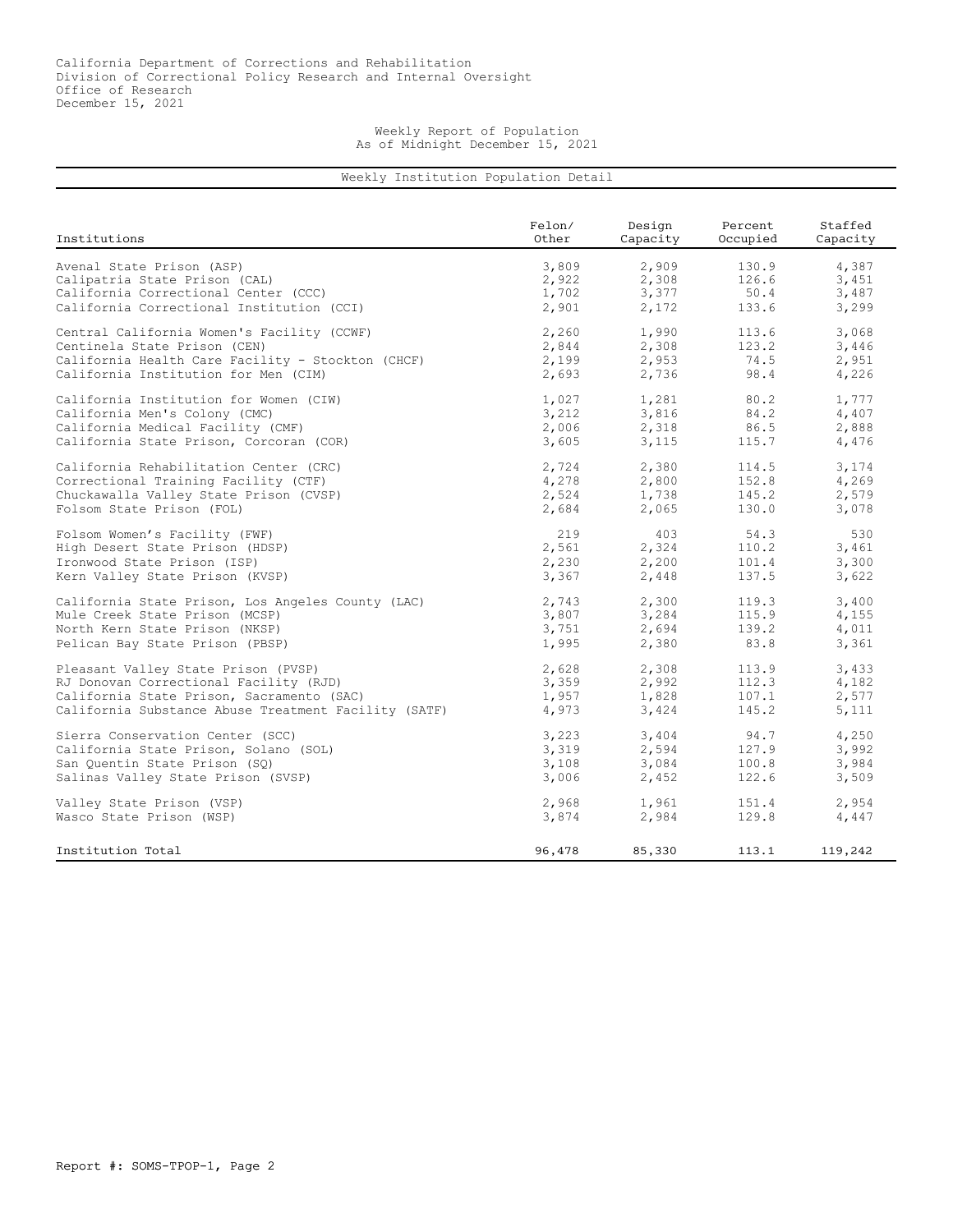California Department of Corrections and Rehabilitation
Division of Correctional Policy Research and Internal Oversight
Office of Research
December 15, 2021

# Weekly Report of Population
## As of Midnight December 15, 2021

### Weekly Institution Population Detail

| Institutions | Felon/ Other | Design Capacity | Percent Occupied | Staffed Capacity |
|---|---|---|---|---|
| Avenal State Prison (ASP) | 3,809 | 2,909 | 130.9 | 4,387 |
| Calipatria State Prison (CAL) | 2,922 | 2,308 | 126.6 | 3,451 |
| California Correctional Center (CCC) | 1,702 | 3,377 | 50.4 | 3,487 |
| California Correctional Institution (CCI) | 2,901 | 2,172 | 133.6 | 3,299 |
| Central California Women's Facility (CCWF) | 2,260 | 1,990 | 113.6 | 3,068 |
| Centinela State Prison (CEN) | 2,844 | 2,308 | 123.2 | 3,446 |
| California Health Care Facility - Stockton (CHCF) | 2,199 | 2,953 | 74.5 | 2,951 |
| California Institution for Men (CIM) | 2,693 | 2,736 | 98.4 | 4,226 |
| California Institution for Women (CIW) | 1,027 | 1,281 | 80.2 | 1,777 |
| California Men's Colony (CMC) | 3,212 | 3,816 | 84.2 | 4,407 |
| California Medical Facility (CMF) | 2,006 | 2,318 | 86.5 | 2,888 |
| California State Prison, Corcoran (COR) | 3,605 | 3,115 | 115.7 | 4,476 |
| California Rehabilitation Center (CRC) | 2,724 | 2,380 | 114.5 | 3,174 |
| Correctional Training Facility (CTF) | 4,278 | 2,800 | 152.8 | 4,269 |
| Chuckawalla Valley State Prison (CVSP) | 2,524 | 1,738 | 145.2 | 2,579 |
| Folsom State Prison (FOL) | 2,684 | 2,065 | 130.0 | 3,078 |
| Folsom Women's Facility (FWF) | 219 | 403 | 54.3 | 530 |
| High Desert State Prison (HDSP) | 2,561 | 2,324 | 110.2 | 3,461 |
| Ironwood State Prison (ISP) | 2,230 | 2,200 | 101.4 | 3,300 |
| Kern Valley State Prison (KVSP) | 3,367 | 2,448 | 137.5 | 3,622 |
| California State Prison, Los Angeles County (LAC) | 2,743 | 2,300 | 119.3 | 3,400 |
| Mule Creek State Prison (MCSP) | 3,807 | 3,284 | 115.9 | 4,155 |
| North Kern State Prison (NKSP) | 3,751 | 2,694 | 139.2 | 4,011 |
| Pelican Bay State Prison (PBSP) | 1,995 | 2,380 | 83.8 | 3,361 |
| Pleasant Valley State Prison (PVSP) | 2,628 | 2,308 | 113.9 | 3,433 |
| RJ Donovan Correctional Facility (RJD) | 3,359 | 2,992 | 112.3 | 4,182 |
| California State Prison, Sacramento (SAC) | 1,957 | 1,828 | 107.1 | 2,577 |
| California Substance Abuse Treatment Facility (SATF) | 4,973 | 3,424 | 145.2 | 5,111 |
| Sierra Conservation Center (SCC) | 3,223 | 3,404 | 94.7 | 4,250 |
| California State Prison, Solano (SOL) | 3,319 | 2,594 | 127.9 | 3,992 |
| San Quentin State Prison (SQ) | 3,108 | 3,084 | 100.8 | 3,984 |
| Salinas Valley State Prison (SVSP) | 3,006 | 2,452 | 122.6 | 3,509 |
| Valley State Prison (VSP) | 2,968 | 1,961 | 151.4 | 2,954 |
| Wasco State Prison (WSP) | 3,874 | 2,984 | 129.8 | 4,447 |
| Institution Total | 96,478 | 85,330 | 113.1 | 119,242 |

Report #: SOMS-TPOP-1, Page 2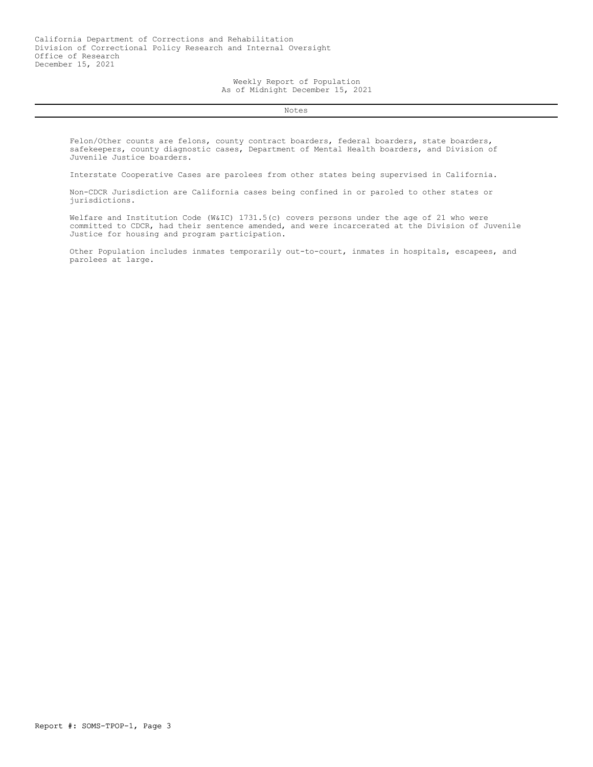California Department of Corrections and Rehabilitation
Division of Correctional Policy Research and Internal Oversight
Office of Research
December 15, 2021

Weekly Report of Population
As of Midnight December 15, 2021

## Notes

Felon/Other counts are felons, county contract boarders, federal boarders, state boarders, safekeepers, county diagnostic cases, Department of Mental Health boarders, and Division of Juvenile Justice boarders.

Interstate Cooperative Cases are parolees from other states being supervised in California.

Non-CDCR Jurisdiction are California cases being confined in or paroled to other states or jurisdictions.

Welfare and Institution Code (W&IC) 1731.5(c) covers persons under the age of 21 who were committed to CDCR, had their sentence amended, and were incarcerated at the Division of Juvenile Justice for housing and program participation.

Other Population includes inmates temporarily out-to-court, inmates in hospitals, escapees, and parolees at large.

Report #: SOMS-TPOP-1, Page 3